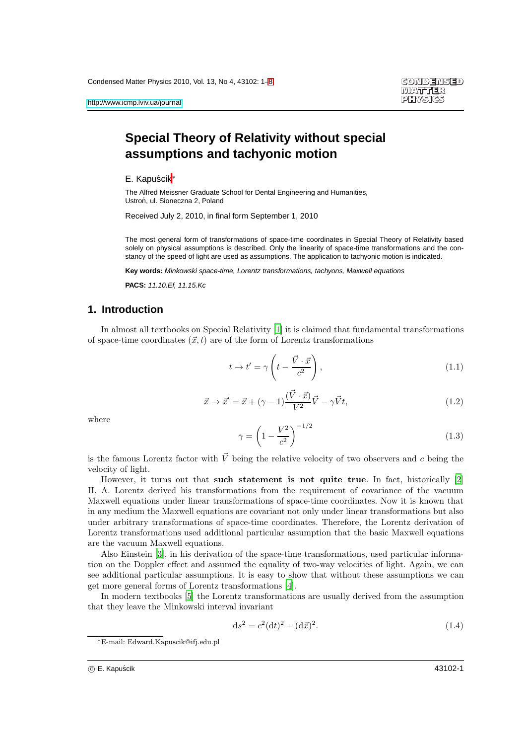# Special Theory of Relativity without special assumptions and tachyonic motion

E. Kapuścik*

The Alfred Meissner Graduate School for Dental Engineering and Humanities, Ustroń, ul. Sioneczna 2, Poland

Received July 2, 2010, in final form September 1, 2010

The most general form of transformations of space-time coordinates in Special Theory of Relativity based solely on physical assumptions is described. Only the linearity of space-time transformations and the constancy of the speed of light are used as assumptions. The application to tachyonic motion is indicated.

**Key words:** *Minkowski space-time, Lorentz transformations, tachyons, Maxwell equations*

**PACS:** *11.10.Ef, 11.15.Kc*

## 1. Introduction

In almost all textbooks on Special Relativity [1] it is claimed that fundamental transformations of space-time coordinates $(\vec{x}, t)$ are of the form of Lorentz transformations

$$t \to t' = \gamma \left( t - \frac{\vec{V} \cdot \vec{x}}{c^2} \right), \tag{1.1}$$

$$\vec{x} \to \vec{x}' = \vec{x} + (\gamma - 1) \frac{(\vec{V} \cdot \vec{x})}{V^2} \vec{V} - \gamma \vec{V} t, \tag{1.2}$$

where

$$\gamma = \left( 1 - \frac{V^2}{c^2} \right)^{-1/2} \tag{1.3}$$

is the famous Lorentz factor with $\vec{V}$ being the relative velocity of two observers and $c$ being the velocity of light.

However, it turns out that **such statement is not quite true**. In fact, historically [2] H. A. Lorentz derived his transformations from the requirement of covariance of the vacuum Maxwell equations under linear transformations of space-time coordinates. Now it is known that in any medium the Maxwell equations are covariant not only under linear transformations but also under arbitrary transformations of space-time coordinates. Therefore, the Lorentz derivation of Lorentz transformations used additional particular assumption that the basic Maxwell equations are the vacuum Maxwell equations.

Also Einstein [3], in his derivation of the space-time transformations, used particular information on the Doppler effect and assumed the equality of two-way velocities of light. Again, we can see additional particular assumptions. It is easy to show that without these assumptions we can get more general forms of Lorentz transformations [4].

In modern textbooks [5] the Lorentz transformations are usually derived from the assumption that they leave the Minkowski interval invariant

$$\mathrm{d}s^2 = c^2(\mathrm{d}t)^2 - (\mathrm{d}\vec{x})^2. \tag{1.4}$$

*E-mail: Edward.Kapuscik@ifj.edu.pl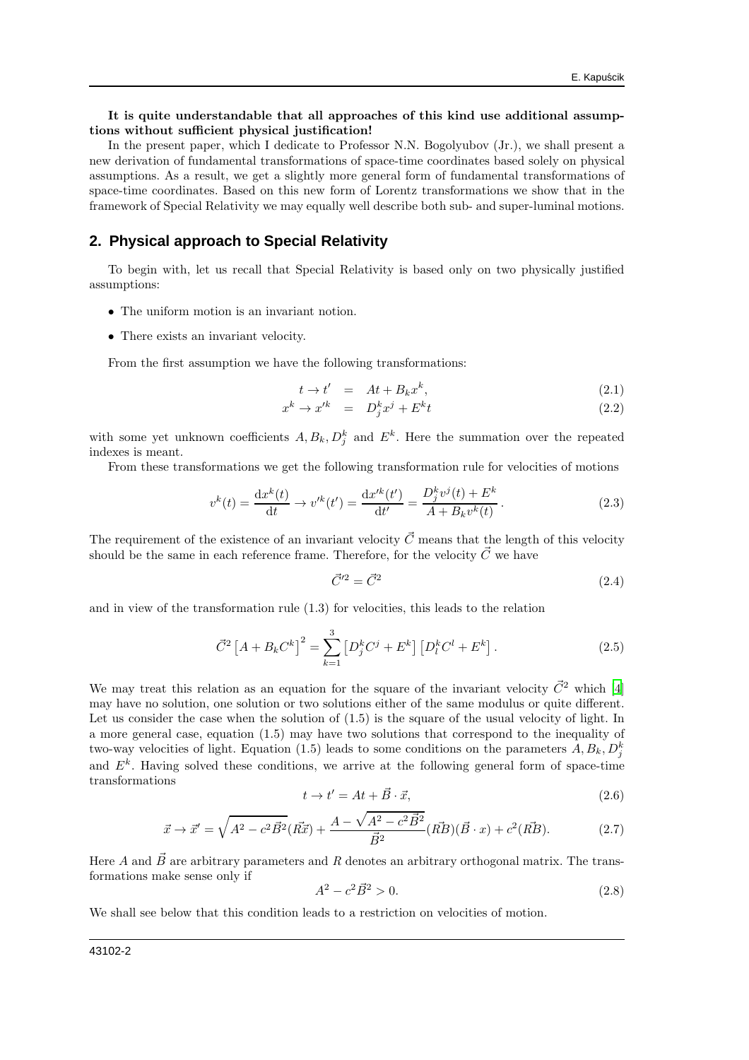**It is quite understandable that all approaches of this kind use additional assumptions without sufficient physical justification!**

In the present paper, which I dedicate to Professor N.N. Bogolyubov (Jr.), we shall present a new derivation of fundamental transformations of space-time coordinates based solely on physical assumptions. As a result, we get a slightly more general form of fundamental transformations of space-time coordinates. Based on this new form of Lorentz transformations we show that in the framework of Special Relativity we may equally well describe both sub- and super-luminal motions.

## 2. Physical approach to Special Relativity

To begin with, let us recall that Special Relativity is based only on two physically justified assumptions:

- The uniform motion is an invariant notion.
- There exists an invariant velocity.

From the first assumption we have the following transformations:

$$t \to t' = At + B_k x^k, \tag{2.1}$$

$$x^k \to x'^k = D^k_j x^j + E^k t \tag{2.2}$$

with some yet unknown coefficients $A, B_k, D^k_j$ and $E^k$. Here the summation over the repeated indexes is meant.

From these transformations we get the following transformation rule for velocities of motions

$$v^k(t) = \frac{\mathrm{d}x^k(t)}{\mathrm{d}t} \to v'^k(t') = \frac{\mathrm{d}x'^k(t')}{\mathrm{d}t'} = \frac{D^k_j v^j(t) + E^k}{A + B_k v^k(t)}\,. \tag{2.3}$$

The requirement of the existence of an invariant velocity $\vec{C}$ means that the length of this velocity should be the same in each reference frame. Therefore, for the velocity $\vec{C}$ we have

$$\vec{C}'^2 = \vec{C}^2 \tag{2.4}$$

and in view of the transformation rule (1.3) for velocities, this leads to the relation

$$\vec{C}^2 \left[A + B_k C^k\right]^2 = \sum_{k=1}^{3} \left[D^k_j C^j + E^k\right]\left[D^k_l C^l + E^k\right]. \tag{2.5}$$

We may treat this relation as an equation for the square of the invariant velocity $\vec{C}^2$ which [4] may have no solution, one solution or two solutions either of the same modulus or quite different. Let us consider the case when the solution of (1.5) is the square of the usual velocity of light. In a more general case, equation (1.5) may have two solutions that correspond to the inequality of two-way velocities of light. Equation (1.5) leads to some conditions on the parameters $A, B_k, D^k_j$ and $E^k$. Having solved these conditions, we arrive at the following general form of space-time transformations

$$t \to t' = At + \vec{B} \cdot \vec{x}, \tag{2.6}$$

$$\vec{x} \to \vec{x}' = \sqrt{A^2 - c^2\vec{B}^2}(R\vec{x}) + \frac{A - \sqrt{A^2 - c^2\vec{B}^2}}{\vec{B}^2}(R\vec{B})(\vec{B} \cdot x) + c^2(R\vec{B}). \tag{2.7}$$

Here $A$ and $\vec{B}$ are arbitrary parameters and $R$ denotes an arbitrary orthogonal matrix. The transformations make sense only if

$$A^2 - c^2\vec{B}^2 > 0. \tag{2.8}$$

We shall see below that this condition leads to a restriction on velocities of motion.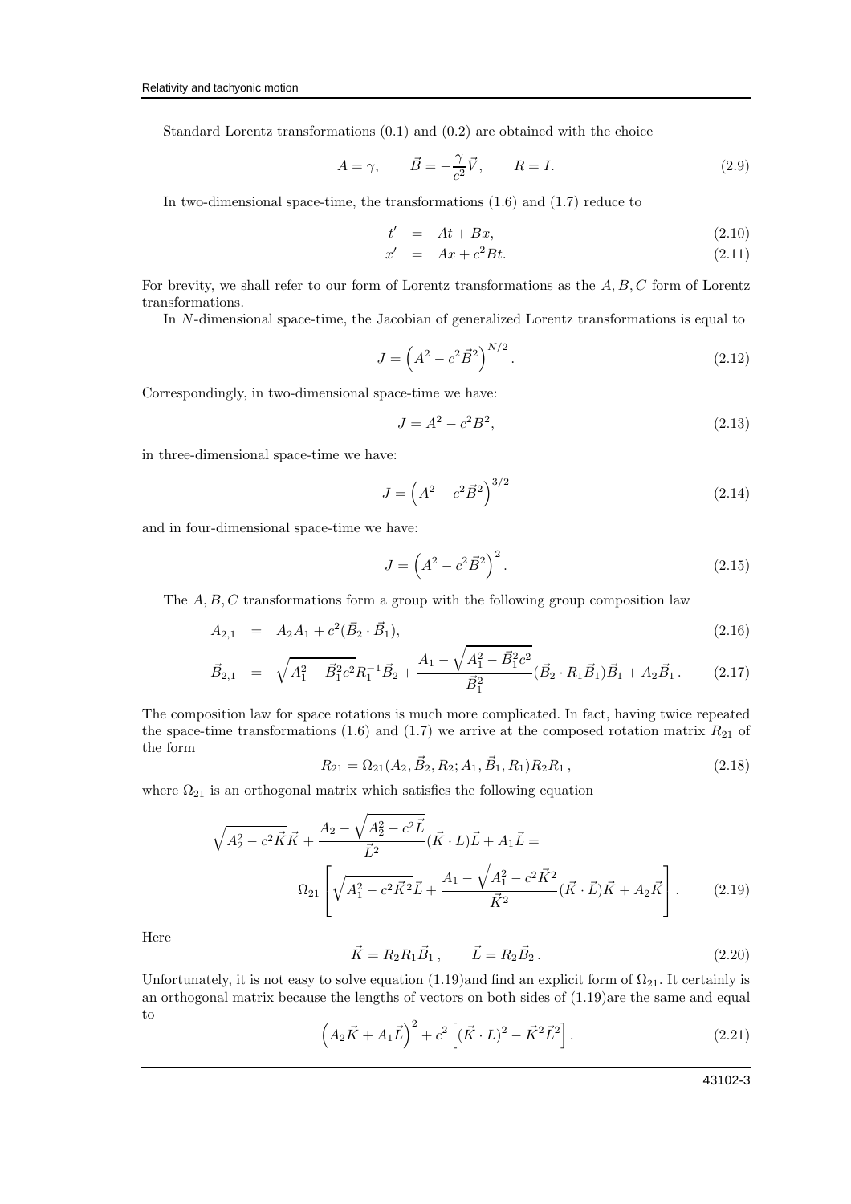Standard Lorentz transformations (0.1) and (0.2) are obtained with the choice

$$A = \gamma, \qquad \vec{B} = -\frac{\gamma}{c^2}\vec{V}, \qquad R = I. \tag{2.9}$$

In two-dimensional space-time, the transformations (1.6) and (1.7) reduce to

$$t' = At + Bx, \tag{2.10}$$

$$x' = Ax + c^2 Bt. \tag{2.11}$$

For brevity, we shall refer to our form of Lorentz transformations as the $A, B, C$ form of Lorentz transformations.

In $N$-dimensional space-time, the Jacobian of generalized Lorentz transformations is equal to

$$J = \left(A^2 - c^2\vec{B}^2\right)^{N/2}. \tag{2.12}$$

Correspondingly, in two-dimensional space-time we have:

$$J = A^2 - c^2 B^2, \tag{2.13}$$

in three-dimensional space-time we have:

$$J = \left(A^2 - c^2\vec{B}^2\right)^{3/2} \tag{2.14}$$

and in four-dimensional space-time we have:

$$J = \left(A^2 - c^2\vec{B}^2\right)^2. \tag{2.15}$$

The $A, B, C$ transformations form a group with the following group composition law

$$A_{2,1} = A_2 A_1 + c^2(\vec{B}_2 \cdot \vec{B}_1), \tag{2.16}$$

$$\vec{B}_{2,1} = \sqrt{A_1^2 - \vec{B}_1^2 c^2}\, R_1^{-1}\vec{B}_2 + \frac{A_1 - \sqrt{A_1^2 - \vec{B}_1^2 c^2}}{\vec{B}_1^2}(\vec{B}_2 \cdot R_1\vec{B}_1)\vec{B}_1 + A_2\vec{B}_1 . \tag{2.17}$$

The composition law for space rotations is much more complicated. In fact, having twice repeated the space-time transformations (1.6) and (1.7) we arrive at the composed rotation matrix $R_{21}$ of the form

$$R_{21} = \Omega_{21}(A_2, \vec{B}_2, R_2; A_1, \vec{B}_1, R_1)R_2R_1 , \tag{2.18}$$

where $\Omega_{21}$ is an orthogonal matrix which satisfies the following equation

$$\sqrt{A_2^2 - c^2\vec{K}}\vec{K} + \frac{A_2 - \sqrt{A_2^2 - c^2\vec{L}}}{\vec{L}^2}(\vec{K} \cdot L)\vec{L} + A_1\vec{L} = \Omega_{21}\left[\sqrt{A_1^2 - c^2\vec{K}^2}\vec{L} + \frac{A_1 - \sqrt{A_1^2 - c^2\vec{K}^2}}{\vec{K}^2}(\vec{K} \cdot \vec{L})\vec{K} + A_2\vec{K}\right]. \tag{2.19}$$

Here

$$\vec{K} = R_2R_1\vec{B}_1 , \qquad \vec{L} = R_2\vec{B}_2 . \tag{2.20}$$

Unfortunately, it is not easy to solve equation (1.19)and find an explicit form of $\Omega_{21}$. It certainly is an orthogonal matrix because the lengths of vectors on both sides of (1.19)are the same and equal to

$$\left(A_2\vec{K} + A_1\vec{L}\right)^2 + c^2\left[(\vec{K} \cdot L)^2 - \vec{K}^2\vec{L}^2\right]. \tag{2.21}$$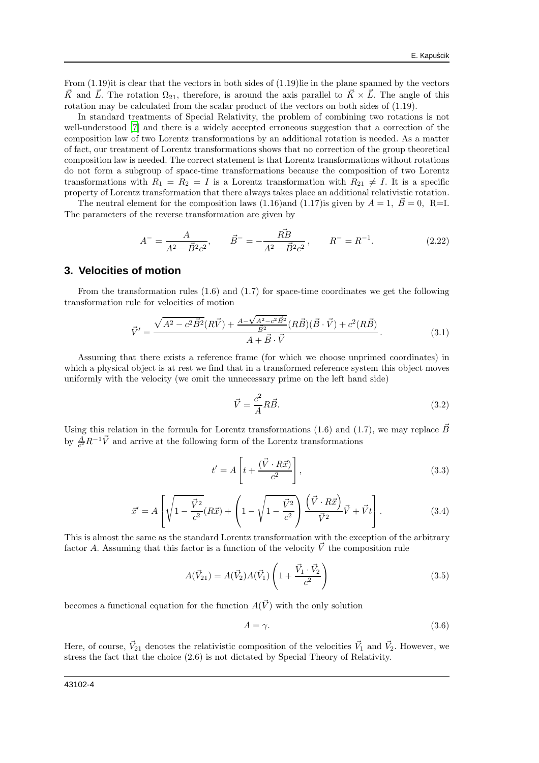From (1.19)it is clear that the vectors in both sides of (1.19)lie in the plane spanned by the vectors $\vec{K}$ and $\vec{L}$. The rotation $\Omega_{21}$, therefore, is around the axis parallel to $\vec{K} \times \vec{L}$. The angle of this rotation may be calculated from the scalar product of the vectors on both sides of (1.19).

In standard treatments of Special Relativity, the problem of combining two rotations is not well-understood [7] and there is a widely accepted erroneous suggestion that a correction of the composition law of two Lorentz transformations by an additional rotation is needed. As a matter of fact, our treatment of Lorentz transformations shows that no correction of the group theoretical composition law is needed. The correct statement is that Lorentz transformations without rotations do not form a subgroup of space-time transformations because the composition of two Lorentz transformations with $R_1 = R_2 = I$ is a Lorentz transformation with $R_{21} \neq I$. It is a specific property of Lorentz transformation that there always takes place an additional relativistic rotation.

The neutral element for the composition laws (1.16)and (1.17)is given by $A = 1$, $\vec{B} = 0$, R=I. The parameters of the reverse transformation are given by

$$A^{-} = \frac{A}{A^2 - \vec{B}^2 c^2}, \qquad \vec{B}^{-} = -\frac{R\vec{B}}{A^2 - \vec{B}^2 c^2}, \qquad R^{-} = R^{-1}. \tag{2.22}$$

## 3. Velocities of motion

From the transformation rules (1.6) and (1.7) for space-time coordinates we get the following transformation rule for velocities of motion

$$\vec{V}' = \frac{\sqrt{A^2 - c^2\vec{B}^2}(R\vec{V}) + \frac{A - \sqrt{A^2 - c^2\vec{B}^2}}{\vec{B}^2}(R\vec{B})(\vec{B}\cdot\vec{V}) + c^2(R\vec{B})}{A + \vec{B}\cdot\vec{V}}. \tag{3.1}$$

Assuming that there exists a reference frame (for which we choose unprimed coordinates) in which a physical object is at rest we find that in a transformed reference system this object moves uniformly with the velocity (we omit the unnecessary prime on the left hand side)

$$\vec{V} = \frac{c^2}{A} R\vec{B}. \tag{3.2}$$

Using this relation in the formula for Lorentz transformations (1.6) and (1.7), we may replace $\vec{B}$ by $\frac{A}{c^2} R^{-1}\vec{V}$ and arrive at the following form of the Lorentz transformations

$$t' = A\left[t + \frac{(\vec{V}\cdot R\vec{x})}{c^2}\right], \tag{3.3}$$

$$\vec{x}' = A\left[\sqrt{1 - \frac{\vec{V}^2}{c^2}}(R\vec{x}) + \left(1 - \sqrt{1 - \frac{\vec{V}^2}{c^2}}\right)\frac{\left(\vec{V}\cdot R\vec{x}\right)}{\vec{V}^2}\vec{V} + \vec{V}t\right]. \tag{3.4}$$

This is almost the same as the standard Lorentz transformation with the exception of the arbitrary factor $A$. Assuming that this factor is a function of the velocity $\vec{V}$ the composition rule

$$A(\vec{V}_{21}) = A(\vec{V}_2)A(\vec{V}_1)\left(1 + \frac{\vec{V}_1\cdot\vec{V}_2}{c^2}\right) \tag{3.5}$$

becomes a functional equation for the function $A(\vec{V})$ with the only solution

$$A = \gamma. \tag{3.6}$$

Here, of course, $\vec{V}_{21}$ denotes the relativistic composition of the velocities $\vec{V}_1$ and $\vec{V}_2$. However, we stress the fact that the choice (2.6) is not dictated by Special Theory of Relativity.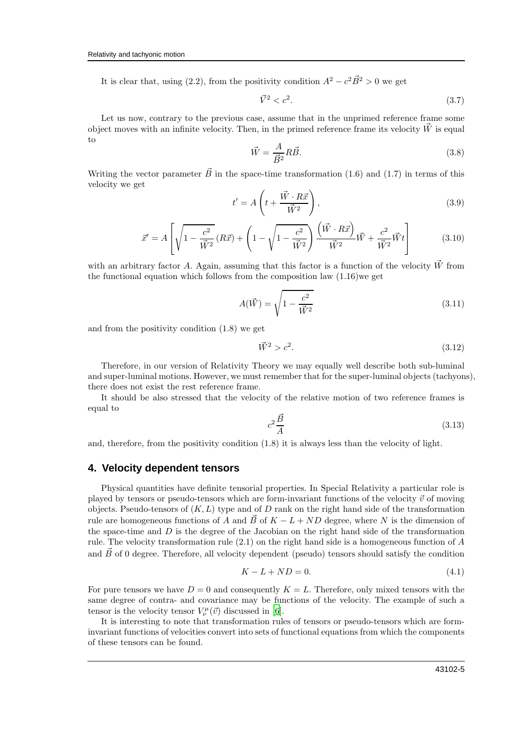It is clear that, using (2.2), from the positivity condition $A^2 - c^2\vec{B}^2 > 0$ we get

$$\vec{V}^2 < c^2. \tag{3.7}$$

Let us now, contrary to the previous case, assume that in the unprimed reference frame some object moves with an infinite velocity. Then, in the primed reference frame its velocity $\vec{W}$ is equal to

$$\vec{W} = \frac{A}{\vec{B}^2} R\vec{B}. \tag{3.8}$$

Writing the vector parameter $\vec{B}$ in the space-time transformation (1.6) and (1.7) in terms of this velocity we get

$$t' = A\left(t + \frac{\vec{W}\cdot R\vec{x}}{\vec{W}^2}\right), \tag{3.9}$$

$$\vec{x}' = A\left[\sqrt{1 - \frac{c^2}{\vec{W}^2}}\,(R\vec{x}) + \left(1 - \sqrt{1 - \frac{c^2}{\vec{W}^2}}\right)\frac{\left(\vec{W}\cdot R\vec{x}\right)}{\vec{W}^2}\vec{W} + \frac{c^2}{\vec{W}^2}\vec{W}t\right] \tag{3.10}$$

with an arbitrary factor $A$. Again, assuming that this factor is a function of the velocity $\vec{W}$ from the functional equation which follows from the composition law (1.16)we get

$$A(\vec{W}) = \sqrt{1 - \frac{c^2}{\vec{W}^2}} \tag{3.11}$$

and from the positivity condition (1.8) we get

$$\vec{W}^2 > c^2. \tag{3.12}$$

Therefore, in our version of Relativity Theory we may equally well describe both sub-luminal and super-luminal motions. However, we must remember that for the super-luminal objects (tachyons), there does not exist the rest reference frame.

It should be also stressed that the velocity of the relative motion of two reference frames is equal to

$$c^2\frac{\vec{B}}{A} \tag{3.13}$$

and, therefore, from the positivity condition (1.8) it is always less than the velocity of light.

## 4. Velocity dependent tensors

Physical quantities have definite tensorial properties. In Special Relativity a particular role is played by tensors or pseudo-tensors which are form-invariant functions of the velocity $\vec{v}$ of moving objects. Pseudo-tensors of $(K, L)$ type and of $D$ rank on the right hand side of the transformation rule are homogeneous functions of $A$ and $\vec{B}$ of $K - L + ND$ degree, where $N$ is the dimension of the space-time and $D$ is the degree of the Jacobian on the right hand side of the transformation rule. The velocity transformation rule (2.1) on the right hand side is a homogeneous function of $A$ and $\vec{B}$ of 0 degree. Therefore, all velocity dependent (pseudo) tensors should satisfy the condition

$$K - L + ND = 0. \tag{4.1}$$

For pure tensors we have $D = 0$ and consequently $K = L$. Therefore, only mixed tensors with the same degree of contra- and covariance may be functions of the velocity. The example of such a tensor is the velocity tensor $V^\mu_\nu(\vec{v})$ discussed in [6].

It is interesting to note that transformation rules of tensors or pseudo-tensors which are form-invariant functions of velocities convert into sets of functional equations from which the components of these tensors can be found.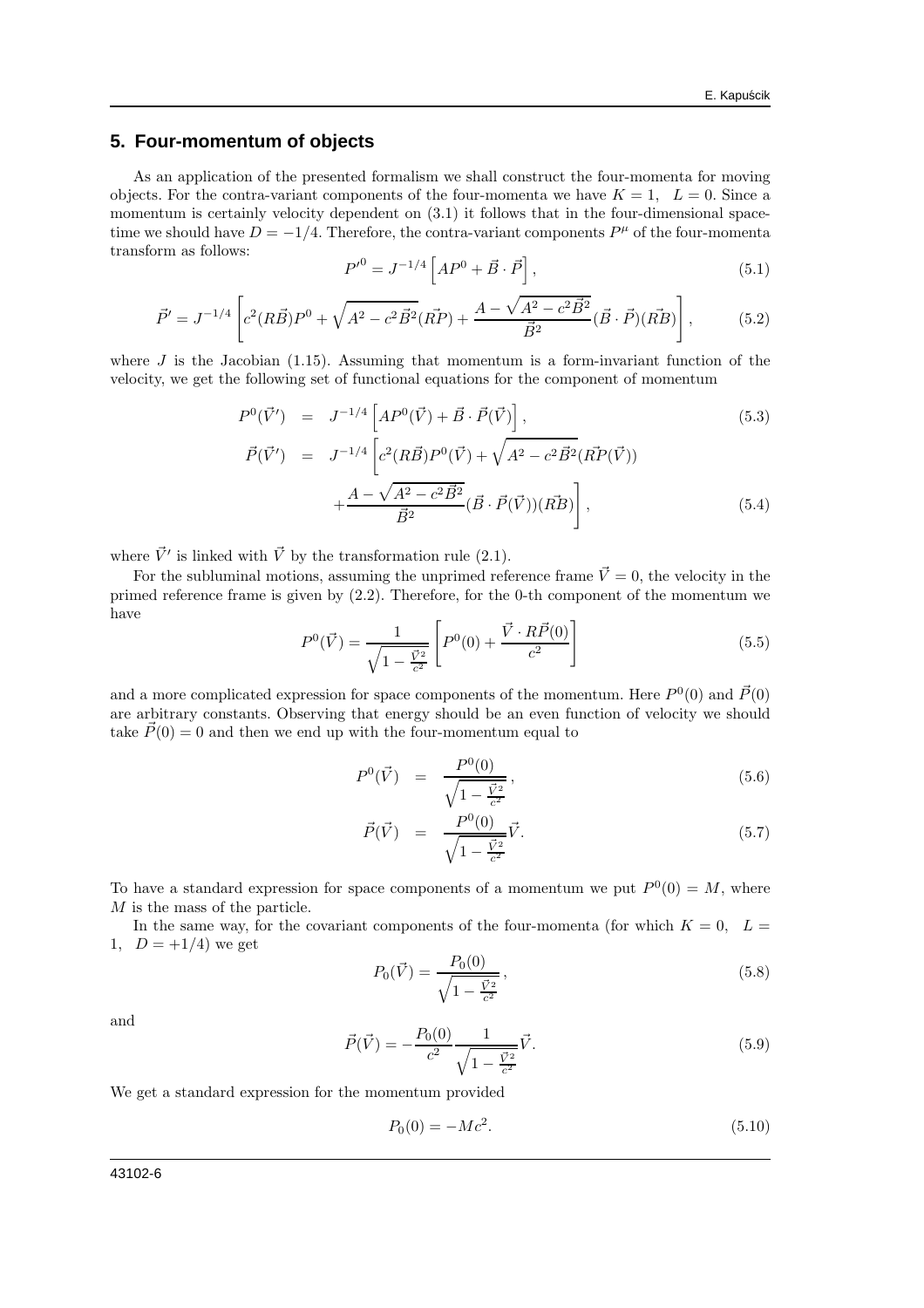## 5. Four-momentum of objects

As an application of the presented formalism we shall construct the four-momenta for moving objects. For the contra-variant components of the four-momenta we have $K = 1, \quad L = 0$. Since a momentum is certainly velocity dependent on (3.1) it follows that in the four-dimensional space-time we should have $D = -1/4$. Therefore, the contra-variant components $P^\mu$ of the four-momenta transform as follows:

$$P'^0 = J^{-1/4}\left[AP^0 + \vec{B}\cdot\vec{P}\right], \tag{5.1}$$

$$\vec{P}' = J^{-1/4}\left[c^2(R\vec{B})P^0 + \sqrt{A^2 - c^2\vec{B}^2}(R\vec{P}) + \frac{A - \sqrt{A^2 - c^2\vec{B}^2}}{\vec{B}^2}(\vec{B}\cdot\vec{P})(R\vec{B})\right], \tag{5.2}$$

where $J$ is the Jacobian (1.15). Assuming that momentum is a form-invariant function of the velocity, we get the following set of functional equations for the component of momentum

$$P^0(\vec{V}') = J^{-1/4}\left[AP^0(\vec{V}) + \vec{B}\cdot\vec{P}(\vec{V})\right], \tag{5.3}$$

$$\vec{P}(\vec{V}') = J^{-1/4}\left[c^2(R\vec{B})P^0(\vec{V}) + \sqrt{A^2 - c^2\vec{B}^2}(R\vec{P}(\vec{V})) + \frac{A - \sqrt{A^2 - c^2\vec{B}^2}}{\vec{B}^2}(\vec{B}\cdot\vec{P}(\vec{V}))(R\vec{B})\right], \tag{5.4}$$

where $\vec{V}'$ is linked with $\vec{V}$ by the transformation rule (2.1).

For the subluminal motions, assuming the unprimed reference frame $\vec{V} = 0$, the velocity in the primed reference frame is given by (2.2). Therefore, for the 0-th component of the momentum we have

$$P^0(\vec{V}) = \frac{1}{\sqrt{1 - \frac{\vec{V}^2}{c^2}}}\left[P^0(0) + \frac{\vec{V}\cdot R\vec{P}(0)}{c^2}\right] \tag{5.5}$$

and a more complicated expression for space components of the momentum. Here $P^0(0)$ and $\vec{P}(0)$ are arbitrary constants. Observing that energy should be an even function of velocity we should take $\vec{P}(0) = 0$ and then we end up with the four-momentum equal to

$$P^0(\vec{V}) = \frac{P^0(0)}{\sqrt{1 - \frac{\vec{V}^2}{c^2}}}, \tag{5.6}$$

$$\vec{P}(\vec{V}) = \frac{P^0(0)}{\sqrt{1 - \frac{\vec{V}^2}{c^2}}}\vec{V}. \tag{5.7}$$

To have a standard expression for space components of a momentum we put $P^0(0) = M$, where $M$ is the mass of the particle.

In the same way, for the covariant components of the four-momenta (for which $K = 0, \quad L = 1, \quad D = +1/4$) we get

$$P_0(\vec{V}) = \frac{P_0(0)}{\sqrt{1 - \frac{\vec{V}^2}{c^2}}}, \tag{5.8}$$

and

$$\vec{P}(\vec{V}) = -\frac{P_0(0)}{c^2}\frac{1}{\sqrt{1 - \frac{\vec{V}^2}{c^2}}}\vec{V}. \tag{5.9}$$

We get a standard expression for the momentum provided

$$P_0(0) = -Mc^2. \tag{5.10}$$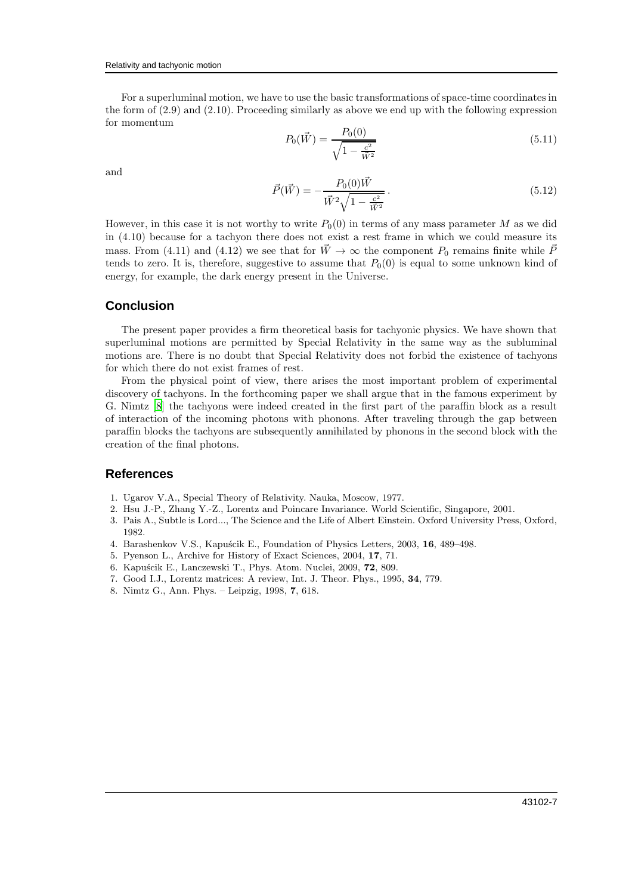For a superluminal motion, we have to use the basic transformations of space-time coordinates in the form of (2.9) and (2.10). Proceeding similarly as above we end up with the following expression for momentum

$$P_0(\vec{W}) = \frac{P_0(0)}{\sqrt{1 - \frac{c^2}{\vec{W}^2}}} \tag{5.11}$$

and

$$\vec{P}(\vec{W}) = -\frac{P_0(0)\vec{W}}{\vec{W}^2\sqrt{1 - \frac{c^2}{\vec{W}^2}}}\,. \tag{5.12}$$

However, in this case it is not worthy to write $P_0(0)$ in terms of any mass parameter $M$ as we did in (4.10) because for a tachyon there does not exist a rest frame in which we could measure its mass. From (4.11) and (4.12) we see that for $\vec{W} \to \infty$ the component $P_0$ remains finite while $\vec{P}$ tends to zero. It is, therefore, suggestive to assume that $P_0(0)$ is equal to some unknown kind of energy, for example, the dark energy present in the Universe.

## Conclusion

The present paper provides a firm theoretical basis for tachyonic physics. We have shown that superluminal motions are permitted by Special Relativity in the same way as the subluminal motions are. There is no doubt that Special Relativity does not forbid the existence of tachyons for which there do not exist frames of rest.

From the physical point of view, there arises the most important problem of experimental discovery of tachyons. In the forthcoming paper we shall argue that in the famous experiment by G. Nimtz [8] the tachyons were indeed created in the first part of the paraffin block as a result of interaction of the incoming photons with phonons. After traveling through the gap between paraffin blocks the tachyons are subsequently annihilated by phonons in the second block with the creation of the final photons.

## References

1. Ugarov V.A., Special Theory of Relativity. Nauka, Moscow, 1977.
2. Hsu J.-P., Zhang Y.-Z., Lorentz and Poincare Invariance. World Scientific, Singapore, 2001.
3. Pais A., Subtle is Lord..., The Science and the Life of Albert Einstein. Oxford University Press, Oxford, 1982.
4. Barashenkov V.S., Kapuścik E., Foundation of Physics Letters, 2003, **16**, 489–498.
5. Pyenson L., Archive for History of Exact Sciences, 2004, **17**, 71.
6. Kapuścik E., Lanczewski T., Phys. Atom. Nuclei, 2009, **72**, 809.
7. Good I.J., Lorentz matrices: A review, Int. J. Theor. Phys., 1995, **34**, 779.
8. Nimtz G., Ann. Phys. – Leipzig, 1998, **7**, 618.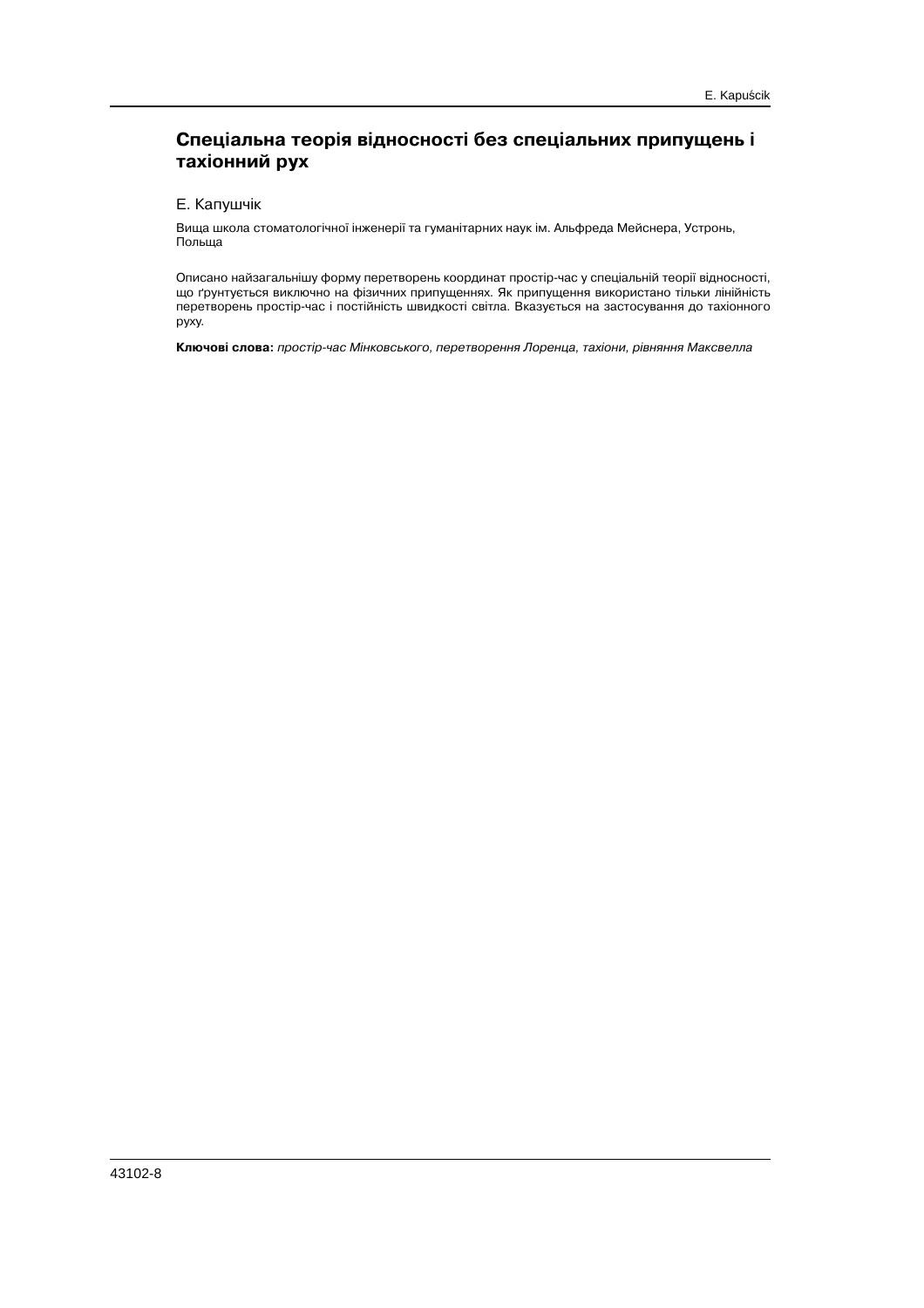# Спеціальна теорія відносності без спеціальних припущень і тахіонний рух

Е. Капушчік

Вища школа стоматологічної інженерії та гуманітарних наук ім. Альфреда Мейснера, Устронь, Польща

Описано найзагальнішу форму перетворень координат простір-час у спеціальній теорії відносності, що ґрунтується виключно на фізичних припущеннях. Як припущення використано тільки лінійність перетворень простір-час і постійність швидкості світла. Вказується на застосування до тахіонного руху.

**Ключові слова:** *простір-час Мінковського, перетворення Лоренца, тахіони, рівняння Максвелла*